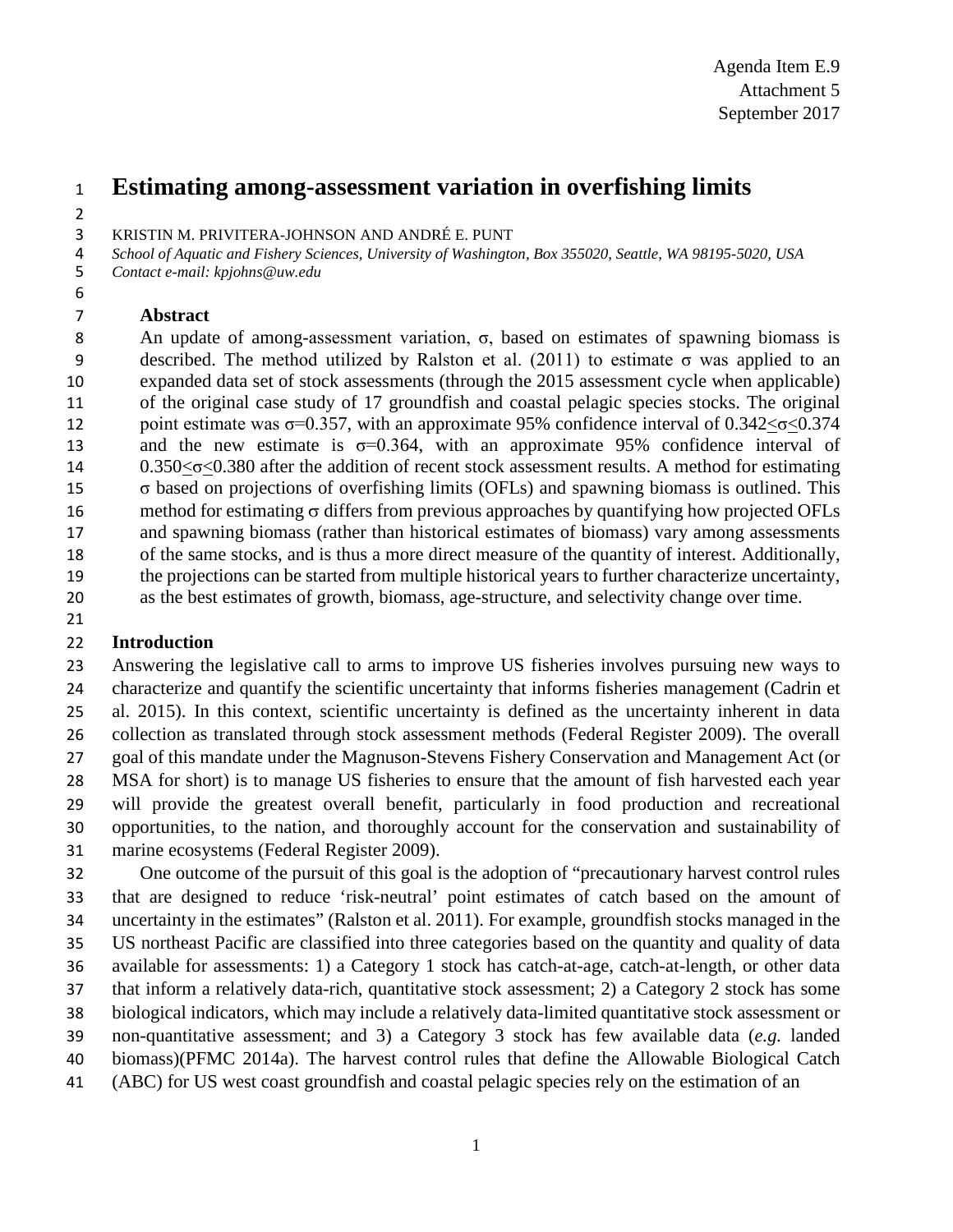Agenda Item E.9
Attachment 5
September 2017

# Estimating among-assessment variation in overfishing limits

KRISTIN M. PRIVITERA-JOHNSON AND ANDRÉ E. PUNT

*School of Aquatic and Fishery Sciences, University of Washington, Box 355020, Seattle, WA 98195-5020, USA*
*Contact e-mail: kpjohns@uw.edu*

## Abstract

An update of among-assessment variation, σ, based on estimates of spawning biomass is described. The method utilized by Ralston et al. (2011) to estimate σ was applied to an expanded data set of stock assessments (through the 2015 assessment cycle when applicable) of the original case study of 17 groundfish and coastal pelagic species stocks. The original point estimate was $\sigma$=0.357, with an approximate 95% confidence interval of $0.342 \leq \sigma \leq 0.374$ and the new estimate is $\sigma$=0.364, with an approximate 95% confidence interval of $0.350 \leq \sigma \leq 0.380$ after the addition of recent stock assessment results. A method for estimating σ based on projections of overfishing limits (OFLs) and spawning biomass is outlined. This method for estimating σ differs from previous approaches by quantifying how projected OFLs and spawning biomass (rather than historical estimates of biomass) vary among assessments of the same stocks, and is thus a more direct measure of the quantity of interest. Additionally, the projections can be started from multiple historical years to further characterize uncertainty, as the best estimates of growth, biomass, age-structure, and selectivity change over time.

## Introduction

Answering the legislative call to arms to improve US fisheries involves pursuing new ways to characterize and quantify the scientific uncertainty that informs fisheries management (Cadrin et al. 2015). In this context, scientific uncertainty is defined as the uncertainty inherent in data collection as translated through stock assessment methods (Federal Register 2009). The overall goal of this mandate under the Magnuson-Stevens Fishery Conservation and Management Act (or MSA for short) is to manage US fisheries to ensure that the amount of fish harvested each year will provide the greatest overall benefit, particularly in food production and recreational opportunities, to the nation, and thoroughly account for the conservation and sustainability of marine ecosystems (Federal Register 2009).

One outcome of the pursuit of this goal is the adoption of "precautionary harvest control rules that are designed to reduce 'risk-neutral' point estimates of catch based on the amount of uncertainty in the estimates" (Ralston et al. 2011). For example, groundfish stocks managed in the US northeast Pacific are classified into three categories based on the quantity and quality of data available for assessments: 1) a Category 1 stock has catch-at-age, catch-at-length, or other data that inform a relatively data-rich, quantitative stock assessment; 2) a Category 2 stock has some biological indicators, which may include a relatively data-limited quantitative stock assessment or non-quantitative assessment; and 3) a Category 3 stock has few available data (*e.g.* landed biomass)(PFMC 2014a). The harvest control rules that define the Allowable Biological Catch (ABC) for US west coast groundfish and coastal pelagic species rely on the estimation of an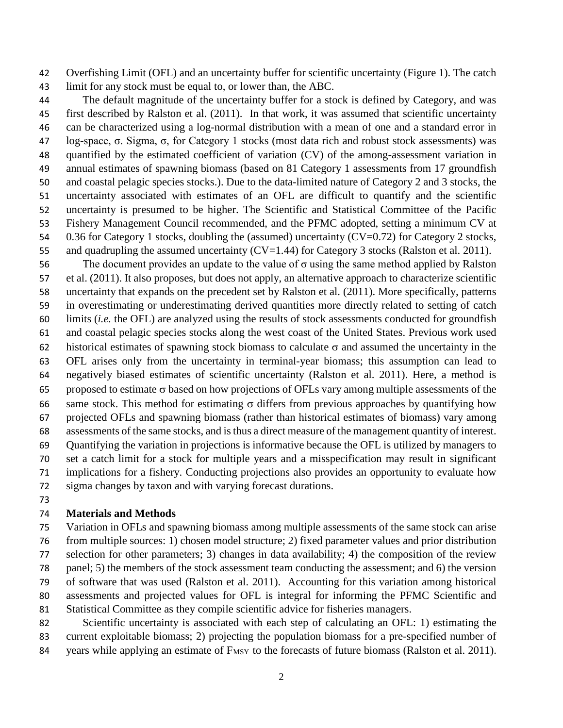Overfishing Limit (OFL) and an uncertainty buffer for scientific uncertainty (Figure 1). The catch limit for any stock must be equal to, or lower than, the ABC.

The default magnitude of the uncertainty buffer for a stock is defined by Category, and was first described by Ralston et al. (2011). In that work, it was assumed that scientific uncertainty can be characterized using a log-normal distribution with a mean of one and a standard error in log-space, $\sigma$. Sigma, $\sigma$, for Category 1 stocks (most data rich and robust stock assessments) was quantified by the estimated coefficient of variation (CV) of the among-assessment variation in annual estimates of spawning biomass (based on 81 Category 1 assessments from 17 groundfish and coastal pelagic species stocks.). Due to the data-limited nature of Category 2 and 3 stocks, the uncertainty associated with estimates of an OFL are difficult to quantify and the scientific uncertainty is presumed to be higher. The Scientific and Statistical Committee of the Pacific Fishery Management Council recommended, and the PFMC adopted, setting a minimum CV at 0.36 for Category 1 stocks, doubling the (assumed) uncertainty (CV=0.72) for Category 2 stocks, and quadrupling the assumed uncertainty (CV=1.44) for Category 3 stocks (Ralston et al. 2011).

The document provides an update to the value of $\sigma$ using the same method applied by Ralston et al. (2011). It also proposes, but does not apply, an alternative approach to characterize scientific uncertainty that expands on the precedent set by Ralston et al. (2011). More specifically, patterns in overestimating or underestimating derived quantities more directly related to setting of catch limits (*i.e.* the OFL) are analyzed using the results of stock assessments conducted for groundfish and coastal pelagic species stocks along the west coast of the United States. Previous work used historical estimates of spawning stock biomass to calculate $\sigma$ and assumed the uncertainty in the OFL arises only from the uncertainty in terminal-year biomass; this assumption can lead to negatively biased estimates of scientific uncertainty (Ralston et al. 2011). Here, a method is proposed to estimate $\sigma$ based on how projections of OFLs vary among multiple assessments of the same stock. This method for estimating $\sigma$ differs from previous approaches by quantifying how projected OFLs and spawning biomass (rather than historical estimates of biomass) vary among assessments of the same stocks, and is thus a direct measure of the management quantity of interest. Quantifying the variation in projections is informative because the OFL is utilized by managers to set a catch limit for a stock for multiple years and a misspecification may result in significant implications for a fishery. Conducting projections also provides an opportunity to evaluate how sigma changes by taxon and with varying forecast durations.

## Materials and Methods

Variation in OFLs and spawning biomass among multiple assessments of the same stock can arise from multiple sources: 1) chosen model structure; 2) fixed parameter values and prior distribution selection for other parameters; 3) changes in data availability; 4) the composition of the review panel; 5) the members of the stock assessment team conducting the assessment; and 6) the version of software that was used (Ralston et al. 2011). Accounting for this variation among historical assessments and projected values for OFL is integral for informing the PFMC Scientific and Statistical Committee as they compile scientific advice for fisheries managers.

Scientific uncertainty is associated with each step of calculating an OFL: 1) estimating the current exploitable biomass; 2) projecting the population biomass for a pre-specified number of years while applying an estimate of $F_{MSY}$ to the forecasts of future biomass (Ralston et al. 2011).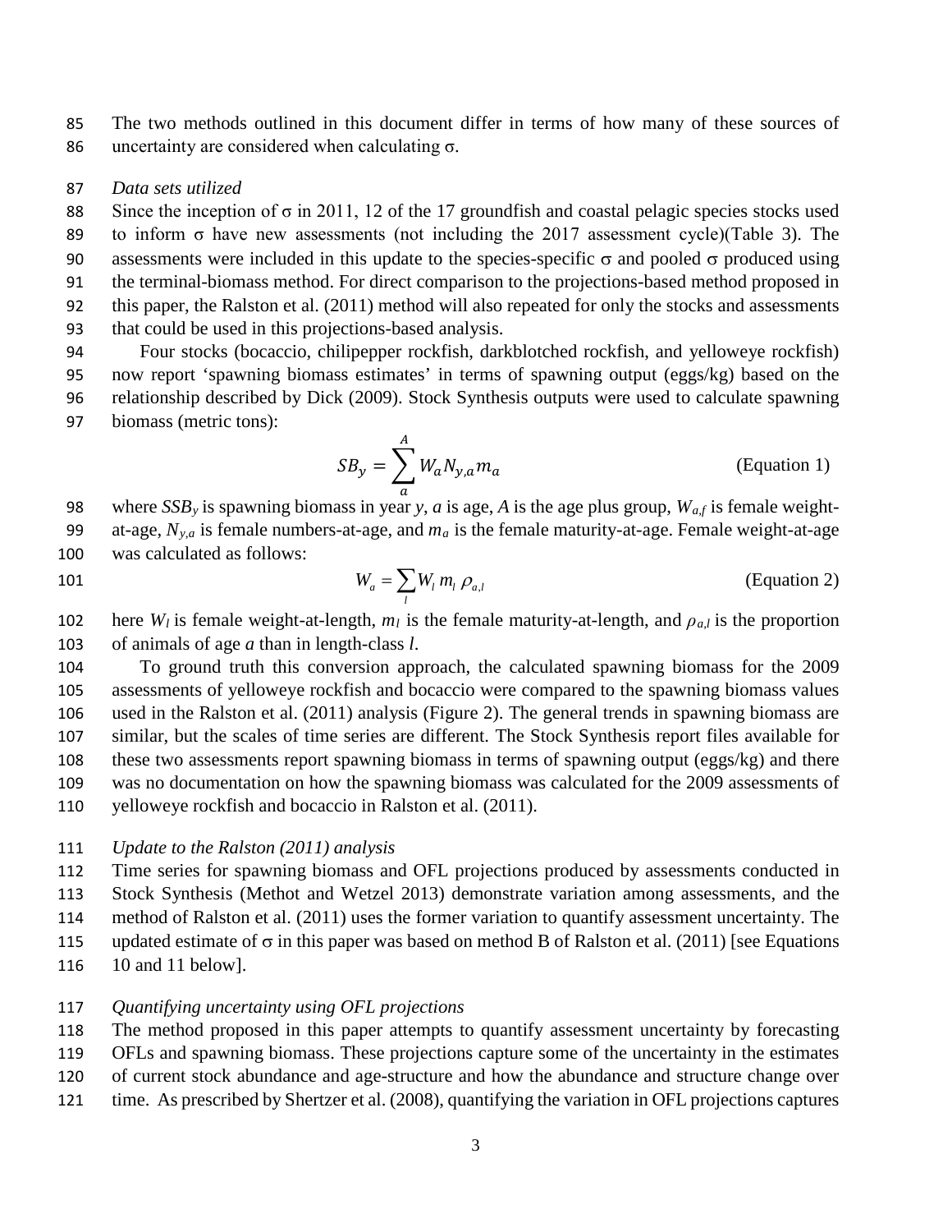The two methods outlined in this document differ in terms of how many of these sources of uncertainty are considered when calculating σ.

*Data sets utilized*

Since the inception of σ in 2011, 12 of the 17 groundfish and coastal pelagic species stocks used to inform σ have new assessments (not including the 2017 assessment cycle)(Table 3). The assessments were included in this update to the species-specific σ and pooled σ produced using the terminal-biomass method. For direct comparison to the projections-based method proposed in this paper, the Ralston et al. (2011) method will also repeated for only the stocks and assessments that could be used in this projections-based analysis.

Four stocks (bocaccio, chilipepper rockfish, darkblotched rockfish, and yelloweye rockfish) now report 'spawning biomass estimates' in terms of spawning output (eggs/kg) based on the relationship described by Dick (2009). Stock Synthesis outputs were used to calculate spawning biomass (metric tons):

$$SB_y = \sum_{a}^{A} W_a N_{y,a} m_a \qquad \text{(Equation 1)}$$

where $SSB_y$ is spawning biomass in year $y$, $a$ is age, $A$ is the age plus group, $W_{a,f}$ is female weight-at-age, $N_{y,a}$ is female numbers-at-age, and $m_a$ is the female maturity-at-age. Female weight-at-age was calculated as follows:

$$W_a = \sum_{l} W_l \, m_l \, \rho_{a,l} \qquad \text{(Equation 2)}$$

here $W_l$ is female weight-at-length, $m_l$ is the female maturity-at-length, and $\rho_{a,l}$ is the proportion of animals of age $a$ than in length-class $l$.

To ground truth this conversion approach, the calculated spawning biomass for the 2009 assessments of yelloweye rockfish and bocaccio were compared to the spawning biomass values used in the Ralston et al. (2011) analysis (Figure 2). The general trends in spawning biomass are similar, but the scales of time series are different. The Stock Synthesis report files available for these two assessments report spawning biomass in terms of spawning output (eggs/kg) and there was no documentation on how the spawning biomass was calculated for the 2009 assessments of yelloweye rockfish and bocaccio in Ralston et al. (2011).

*Update to the Ralston (2011) analysis*

Time series for spawning biomass and OFL projections produced by assessments conducted in Stock Synthesis (Methot and Wetzel 2013) demonstrate variation among assessments, and the method of Ralston et al. (2011) uses the former variation to quantify assessment uncertainty. The updated estimate of σ in this paper was based on method B of Ralston et al. (2011) [see Equations 10 and 11 below].

*Quantifying uncertainty using OFL projections*

The method proposed in this paper attempts to quantify assessment uncertainty by forecasting OFLs and spawning biomass. These projections capture some of the uncertainty in the estimates of current stock abundance and age-structure and how the abundance and structure change over time. As prescribed by Shertzer et al. (2008), quantifying the variation in OFL projections captures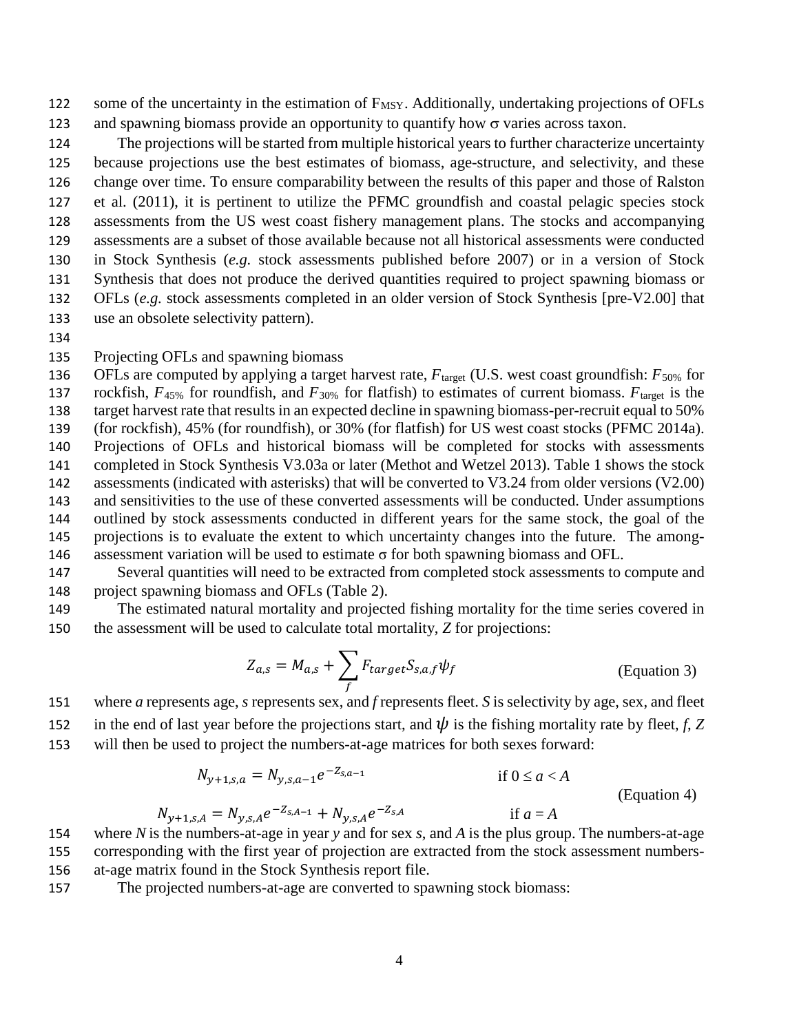some of the uncertainty in the estimation of $F_{MSY}$. Additionally, undertaking projections of OFLs and spawning biomass provide an opportunity to quantify how $\sigma$ varies across taxon.

The projections will be started from multiple historical years to further characterize uncertainty because projections use the best estimates of biomass, age-structure, and selectivity, and these change over time. To ensure comparability between the results of this paper and those of Ralston et al. (2011), it is pertinent to utilize the PFMC groundfish and coastal pelagic species stock assessments from the US west coast fishery management plans. The stocks and accompanying assessments are a subset of those available because not all historical assessments were conducted in Stock Synthesis (*e.g.* stock assessments published before 2007) or in a version of Stock Synthesis that does not produce the derived quantities required to project spawning biomass or OFLs (*e.g.* stock assessments completed in an older version of Stock Synthesis [pre-V2.00] that use an obsolete selectivity pattern).

Projecting OFLs and spawning biomass

OFLs are computed by applying a target harvest rate, $F_{\text{target}}$ (U.S. west coast groundfish: $F_{50\%}$ for rockfish, $F_{45\%}$ for roundfish, and $F_{30\%}$ for flatfish) to estimates of current biomass. $F_{\text{target}}$ is the target harvest rate that results in an expected decline in spawning biomass-per-recruit equal to 50% (for rockfish), 45% (for roundfish), or 30% (for flatfish) for US west coast stocks (PFMC 2014a). Projections of OFLs and historical biomass will be completed for stocks with assessments completed in Stock Synthesis V3.03a or later (Methot and Wetzel 2013). Table 1 shows the stock assessments (indicated with asterisks) that will be converted to V3.24 from older versions (V2.00) and sensitivities to the use of these converted assessments will be conducted. Under assumptions outlined by stock assessments conducted in different years for the same stock, the goal of the projections is to evaluate the extent to which uncertainty changes into the future. The among-assessment variation will be used to estimate $\sigma$ for both spawning biomass and OFL.

Several quantities will need to be extracted from completed stock assessments to compute and project spawning biomass and OFLs (Table 2).

The estimated natural mortality and projected fishing mortality for the time series covered in the assessment will be used to calculate total mortality, $Z$ for projections:

$$Z_{a,s} = M_{a,s} + \sum_{f} F_{target} S_{s,a,f} \psi_f \qquad \text{(Equation 3)}$$

where $a$ represents age, $s$ represents sex, and $f$ represents fleet. $S$ is selectivity by age, sex, and fleet in the end of last year before the projections start, and $\psi$ is the fishing mortality rate by fleet, $f$, $Z$ will then be used to project the numbers-at-age matrices for both sexes forward:

$$N_{y+1,s,a} = N_{y,s,a-1} e^{-Z_{s,a-1}} \qquad \text{if } 0 \leq a < A$$

$$N_{y+1,s,A} = N_{y,s,A} e^{-Z_{s,A-1}} + N_{y,s,A} e^{-Z_{s,A}} \qquad \text{if } a = A \qquad \text{(Equation 4)}$$

where $N$ is the numbers-at-age in year $y$ and for sex $s$, and $A$ is the plus group. The numbers-at-age corresponding with the first year of projection are extracted from the stock assessment numbers-at-age matrix found in the Stock Synthesis report file.

The projected numbers-at-age are converted to spawning stock biomass: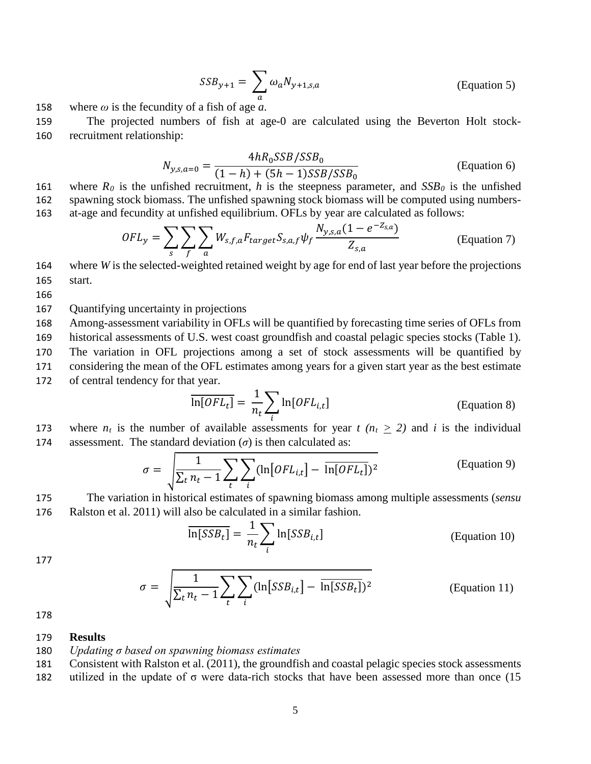$$SSB_{y+1} = \sum_{a} \omega_a N_{y+1,s,a} \quad \text{(Equation 5)}$$

where $\omega$ is the fecundity of a fish of age *a*.

The projected numbers of fish at age-0 are calculated using the Beverton Holt stock-recruitment relationship:

$$N_{y,s,a=0} = \frac{4hR_0 SSB/SSB_0}{(1-h) + (5h-1)SSB/SSB_0} \quad \text{(Equation 6)}$$

where $R_0$ is the unfished recruitment, *h* is the steepness parameter, and $SSB_0$ is the unfished spawning stock biomass. The unfished spawning stock biomass will be computed using numbers-at-age and fecundity at unfished equilibrium. OFLs by year are calculated as follows:

$$OFL_y = \sum_{s} \sum_{f} \sum_{a} W_{s,f,a} F_{target} S_{s,a,f} \psi_f \frac{N_{y,s,a}(1 - e^{-Z_{s,a}})}{Z_{s,a}} \quad \text{(Equation 7)}$$

where *W* is the selected-weighted retained weight by age for end of last year before the projections start.

Quantifying uncertainty in projections

Among-assessment variability in OFLs will be quantified by forecasting time series of OFLs from historical assessments of U.S. west coast groundfish and coastal pelagic species stocks (Table 1). The variation in OFL projections among a set of stock assessments will be quantified by considering the mean of the OFL estimates among years for a given start year as the best estimate of central tendency for that year.

$$\overline{\ln[OFL_t]} = \frac{1}{n_t} \sum_{i} \ln[OFL_{i,t}] \quad \text{(Equation 8)}$$

where $n_t$ is the number of available assessments for year *t* ($n_t \geq 2$) and *i* is the individual assessment. The standard deviation ($\sigma$) is then calculated as:

$$\sigma = \sqrt{\frac{1}{\sum_t n_t - 1} \sum_{t} \sum_{i} (\ln[OFL_{i,t}] - \overline{\ln[OFL_t]})^2} \quad \text{(Equation 9)}$$

The variation in historical estimates of spawning biomass among multiple assessments (*sensu* Ralston et al. 2011) will also be calculated in a similar fashion.

$$\overline{\ln[SSB_t]} = \frac{1}{n_t} \sum_{i} \ln[SSB_{i,t}] \quad \text{(Equation 10)}$$

$$\sigma = \sqrt{\frac{1}{\sum_t n_t - 1} \sum_{t} \sum_{i} (\ln[SSB_{i,t}] - \overline{\ln[SSB_t]})^2} \quad \text{(Equation 11)}$$

## Results

*Updating σ based on spawning biomass estimates*

Consistent with Ralston et al. (2011), the groundfish and coastal pelagic species stock assessments utilized in the update of σ were data-rich stocks that have been assessed more than once (15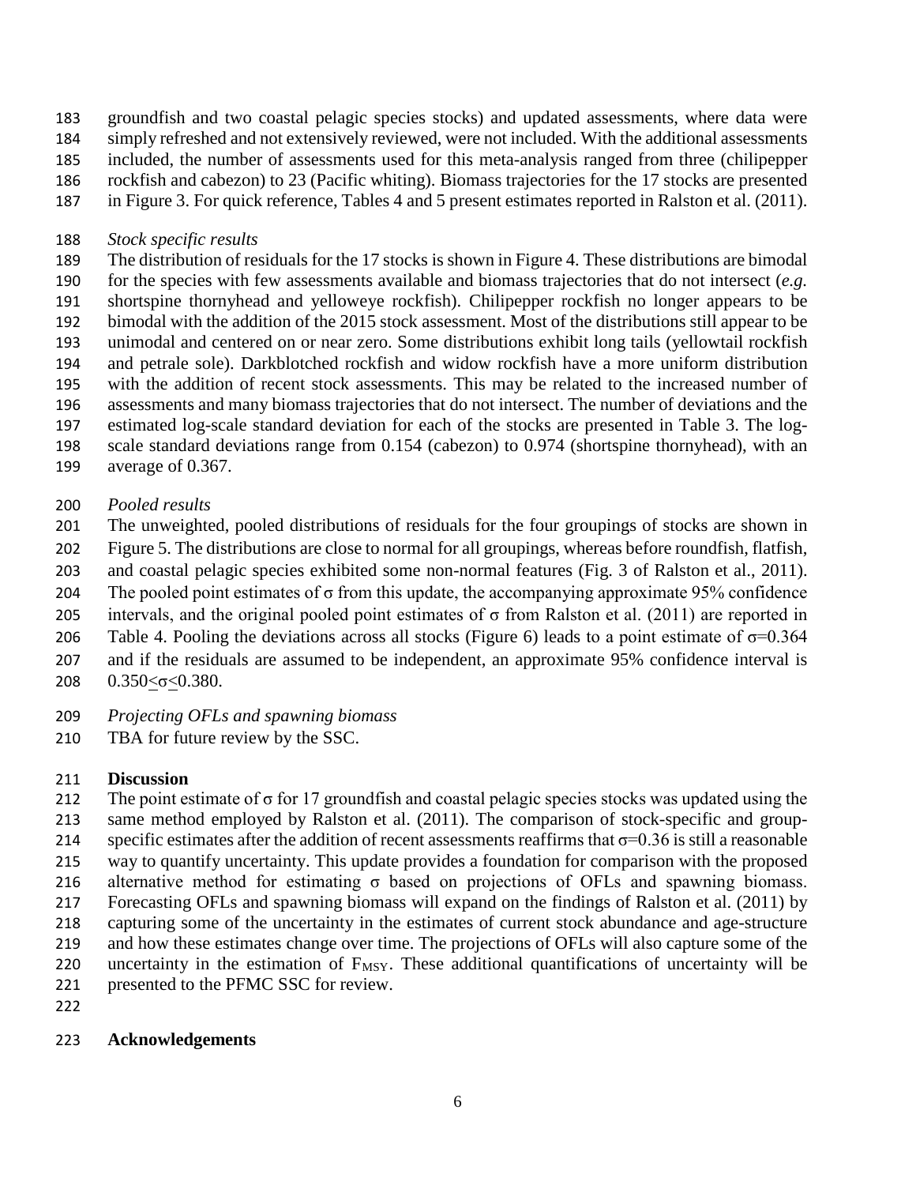groundfish and two coastal pelagic species stocks) and updated assessments, where data were simply refreshed and not extensively reviewed, were not included. With the additional assessments included, the number of assessments used for this meta-analysis ranged from three (chilipepper rockfish and cabezon) to 23 (Pacific whiting). Biomass trajectories for the 17 stocks are presented in Figure 3. For quick reference, Tables 4 and 5 present estimates reported in Ralston et al. (2011).

*Stock specific results*

The distribution of residuals for the 17 stocks is shown in Figure 4. These distributions are bimodal for the species with few assessments available and biomass trajectories that do not intersect (*e.g.* shortspine thornyhead and yelloweye rockfish). Chilipepper rockfish no longer appears to be bimodal with the addition of the 2015 stock assessment. Most of the distributions still appear to be unimodal and centered on or near zero. Some distributions exhibit long tails (yellowtail rockfish and petrale sole). Darkblotched rockfish and widow rockfish have a more uniform distribution with the addition of recent stock assessments. This may be related to the increased number of assessments and many biomass trajectories that do not intersect. The number of deviations and the estimated log-scale standard deviation for each of the stocks are presented in Table 3. The log-scale standard deviations range from 0.154 (cabezon) to 0.974 (shortspine thornyhead), with an average of 0.367.

*Pooled results*

The unweighted, pooled distributions of residuals for the four groupings of stocks are shown in Figure 5. The distributions are close to normal for all groupings, whereas before roundfish, flatfish, and coastal pelagic species exhibited some non-normal features (Fig. 3 of Ralston et al., 2011). The pooled point estimates of $\sigma$ from this update, the accompanying approximate 95% confidence intervals, and the original pooled point estimates of $\sigma$ from Ralston et al. (2011) are reported in Table 4. Pooling the deviations across all stocks (Figure 6) leads to a point estimate of $\sigma$=0.364 and if the residuals are assumed to be independent, an approximate 95% confidence interval is $0.350 \leq \sigma \leq 0.380$.

*Projecting OFLs and spawning biomass*

TBA for future review by the SSC.

**Discussion**

The point estimate of $\sigma$ for 17 groundfish and coastal pelagic species stocks was updated using the same method employed by Ralston et al. (2011). The comparison of stock-specific and group-specific estimates after the addition of recent assessments reaffirms that $\sigma$=0.36 is still a reasonable way to quantify uncertainty. This update provides a foundation for comparison with the proposed alternative method for estimating $\sigma$ based on projections of OFLs and spawning biomass. Forecasting OFLs and spawning biomass will expand on the findings of Ralston et al. (2011) by capturing some of the uncertainty in the estimates of current stock abundance and age-structure and how these estimates change over time. The projections of OFLs will also capture some of the uncertainty in the estimation of $F_{MSY}$. These additional quantifications of uncertainty will be presented to the PFMC SSC for review.

**Acknowledgements**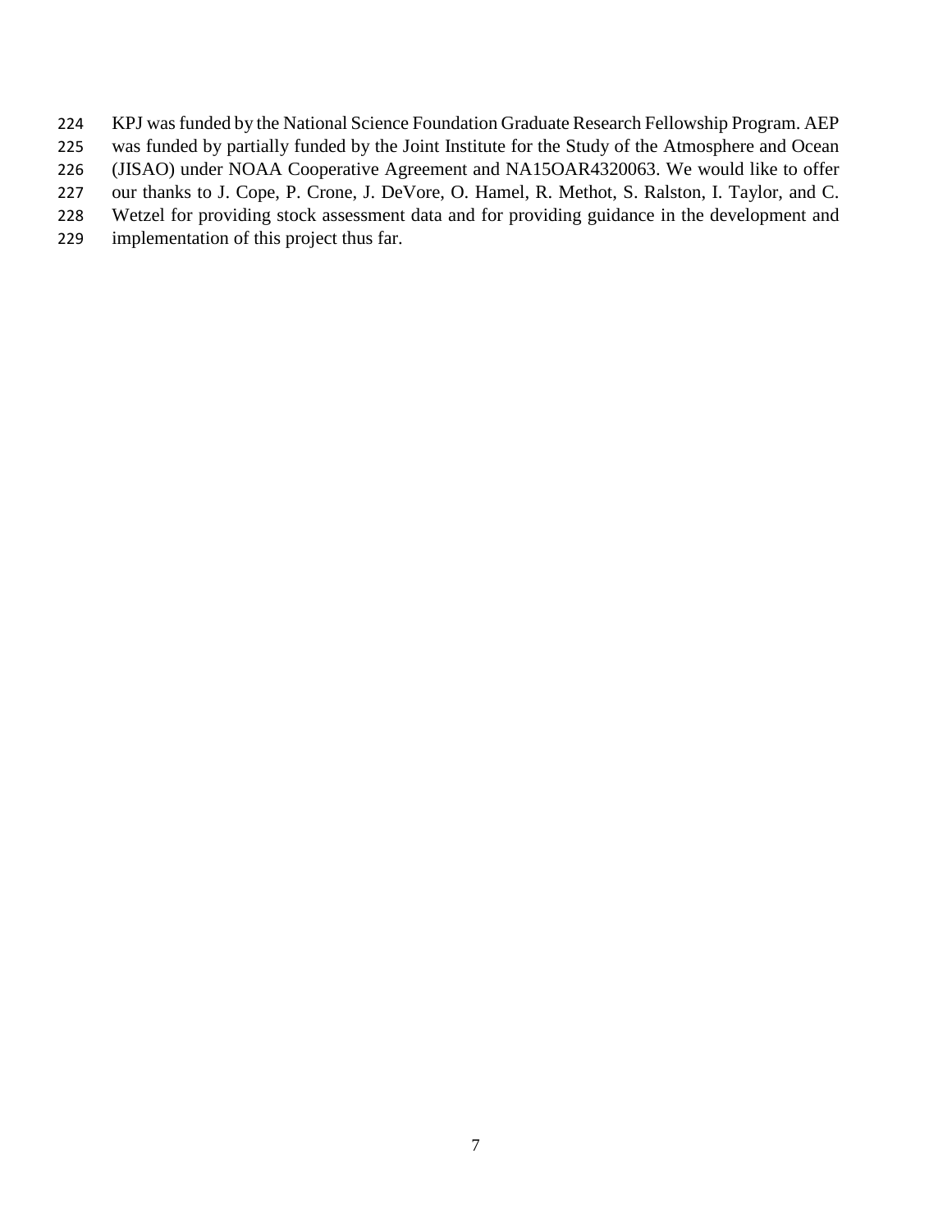KPJ was funded by the National Science Foundation Graduate Research Fellowship Program. AEP was funded by partially funded by the Joint Institute for the Study of the Atmosphere and Ocean (JISAO) under NOAA Cooperative Agreement and NA15OAR4320063. We would like to offer our thanks to J. Cope, P. Crone, J. DeVore, O. Hamel, R. Methot, S. Ralston, I. Taylor, and C. Wetzel for providing stock assessment data and for providing guidance in the development and implementation of this project thus far.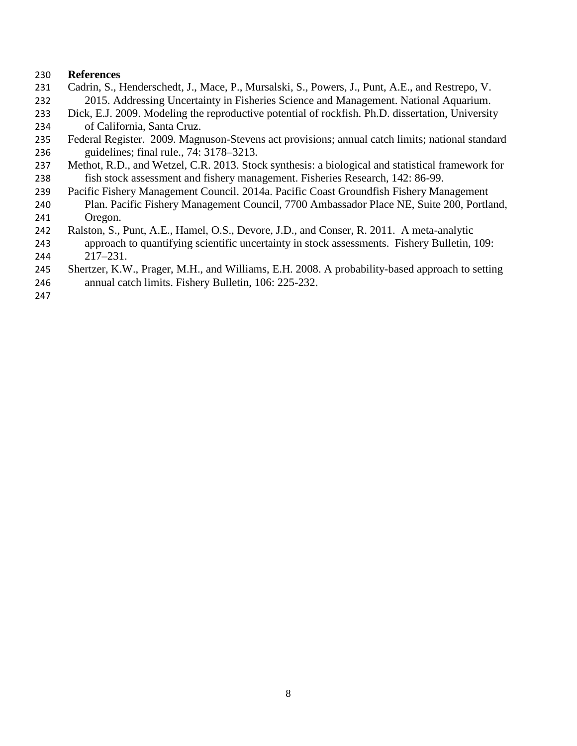## References

Cadrin, S., Henderschedt, J., Mace, P., Mursalski, S., Powers, J., Punt, A.E., and Restrepo, V. 2015. Addressing Uncertainty in Fisheries Science and Management. National Aquarium.

Dick, E.J. 2009. Modeling the reproductive potential of rockfish. Ph.D. dissertation, University of California, Santa Cruz.

Federal Register. 2009. Magnuson-Stevens act provisions; annual catch limits; national standard guidelines; final rule., 74: 3178–3213.

Methot, R.D., and Wetzel, C.R. 2013. Stock synthesis: a biological and statistical framework for fish stock assessment and fishery management. Fisheries Research, 142: 86-99.

Pacific Fishery Management Council. 2014a. Pacific Coast Groundfish Fishery Management Plan. Pacific Fishery Management Council, 7700 Ambassador Place NE, Suite 200, Portland, Oregon.

Ralston, S., Punt, A.E., Hamel, O.S., Devore, J.D., and Conser, R. 2011. A meta-analytic approach to quantifying scientific uncertainty in stock assessments. Fishery Bulletin, 109: 217–231.

Shertzer, K.W., Prager, M.H., and Williams, E.H. 2008. A probability-based approach to setting annual catch limits. Fishery Bulletin, 106: 225-232.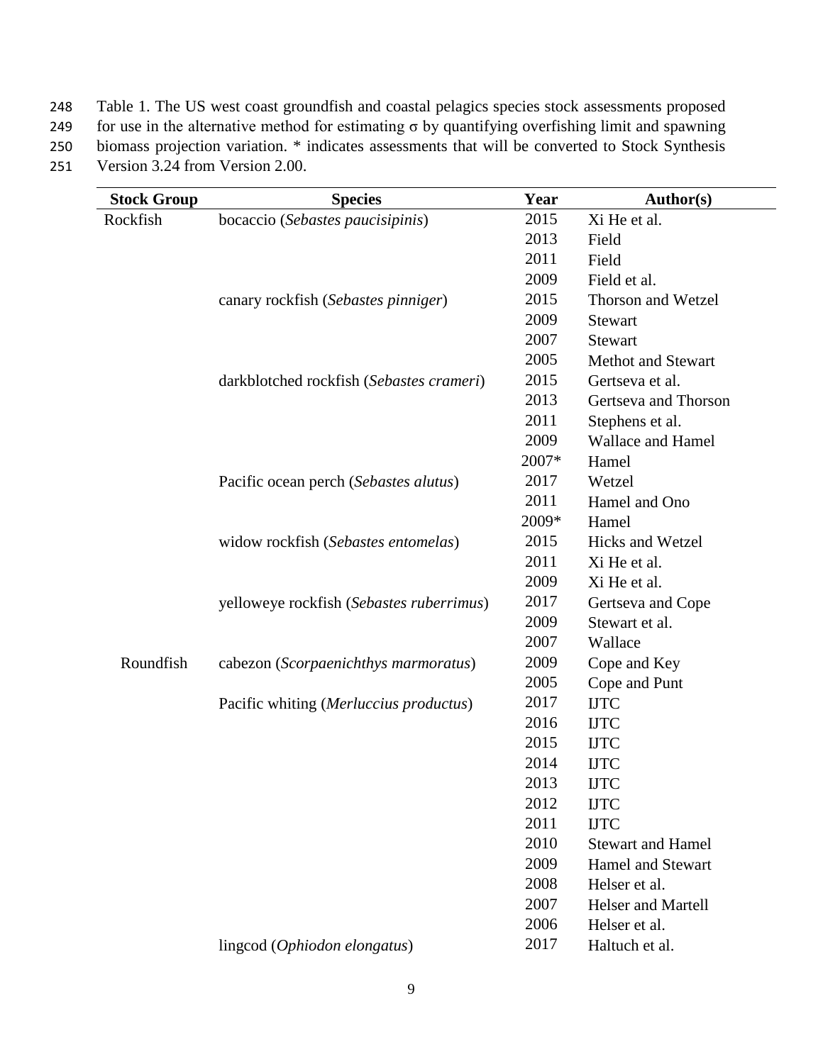Table 1. The US west coast groundfish and coastal pelagics species stock assessments proposed for use in the alternative method for estimating σ by quantifying overfishing limit and spawning biomass projection variation. * indicates assessments that will be converted to Stock Synthesis Version 3.24 from Version 2.00.

| Stock Group | Species | Year | Author(s) |
|---|---|---|---|
| Rockfish | bocaccio (*Sebastes paucisipinis*) | 2015 | Xi He et al. |
| | | 2013 | Field |
| | | 2011 | Field |
| | | 2009 | Field et al. |
| | canary rockfish (*Sebastes pinniger*) | 2015 | Thorson and Wetzel |
| | | 2009 | Stewart |
| | | 2007 | Stewart |
| | | 2005 | Methot and Stewart |
| | darkblotched rockfish (*Sebastes crameri*) | 2015 | Gertseva et al. |
| | | 2013 | Gertseva and Thorson |
| | | 2011 | Stephens et al. |
| | | 2009 | Wallace and Hamel |
| | | 2007* | Hamel |
| | Pacific ocean perch (*Sebastes alutus*) | 2017 | Wetzel |
| | | 2011 | Hamel and Ono |
| | | 2009* | Hamel |
| | widow rockfish (*Sebastes entomelas*) | 2015 | Hicks and Wetzel |
| | | 2011 | Xi He et al. |
| | | 2009 | Xi He et al. |
| | yelloweye rockfish (*Sebastes ruberrimus*) | 2017 | Gertseva and Cope |
| | | 2009 | Stewart et al. |
| | | 2007 | Wallace |
| Roundfish | cabezon (*Scorpaenichthys marmoratus*) | 2009 | Cope and Key |
| | | 2005 | Cope and Punt |
| | Pacific whiting (*Merluccius productus*) | 2017 | IJTC |
| | | 2016 | IJTC |
| | | 2015 | IJTC |
| | | 2014 | IJTC |
| | | 2013 | IJTC |
| | | 2012 | IJTC |
| | | 2011 | IJTC |
| | | 2010 | Stewart and Hamel |
| | | 2009 | Hamel and Stewart |
| | | 2008 | Helser et al. |
| | | 2007 | Helser and Martell |
| | | 2006 | Helser et al. |
| | lingcod (*Ophiodon elongatus*) | 2017 | Haltuch et al. |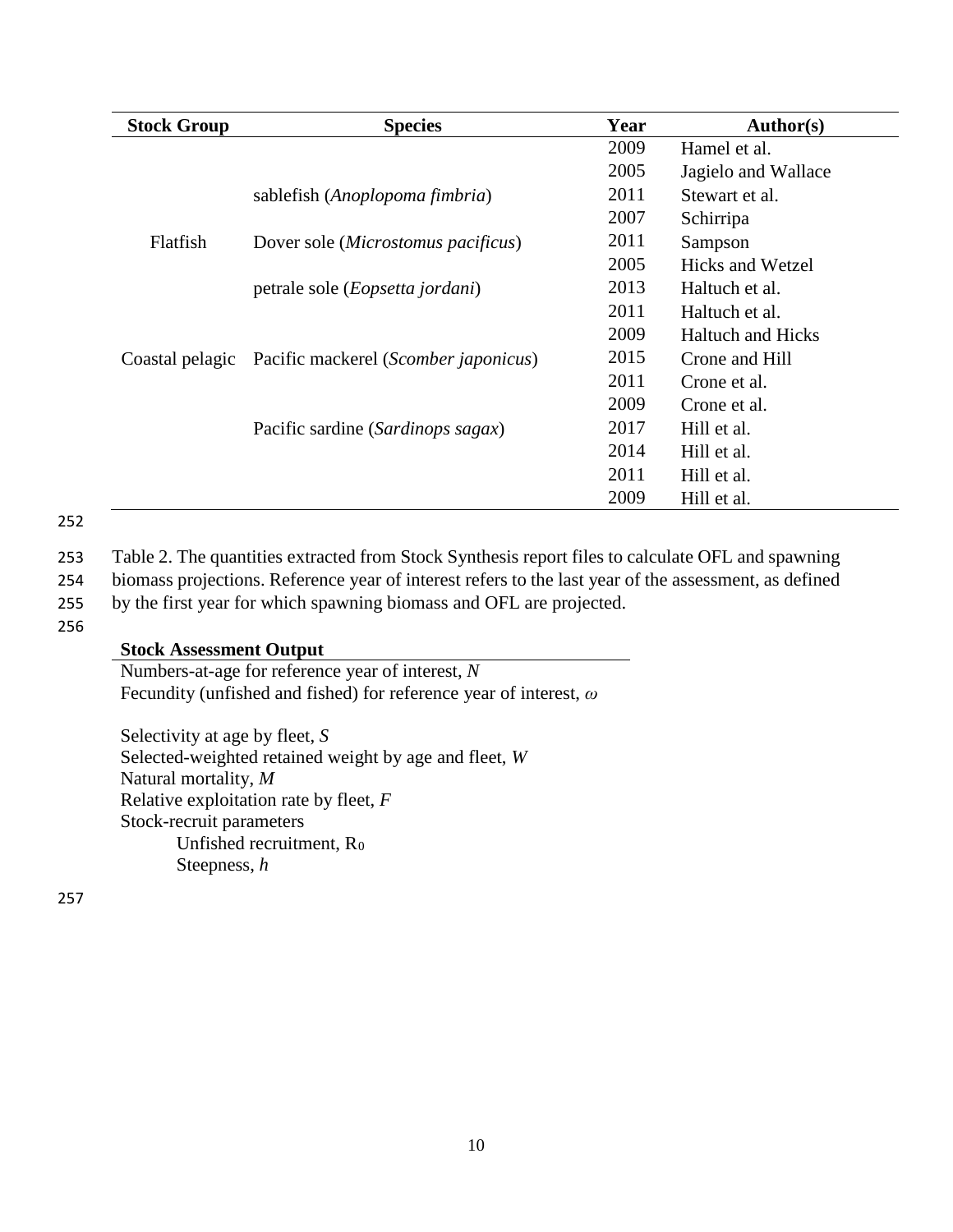| Stock Group | Species | Year | Author(s) |
|---|---|---|---|
| | | 2009 | Hamel et al. |
| | | 2005 | Jagielo and Wallace |
| | sablefish (*Anoplopoma fimbria*) | 2011 | Stewart et al. |
| | | 2007 | Schirripa |
| Flatfish | Dover sole (*Microstomus pacificus*) | 2011 | Sampson |
| | | 2005 | Hicks and Wetzel |
| | petrale sole (*Eopsetta jordani*) | 2013 | Haltuch et al. |
| | | 2011 | Haltuch et al. |
| | | 2009 | Haltuch and Hicks |
| Coastal pelagic | Pacific mackerel (*Scomber japonicus*) | 2015 | Crone and Hill |
| | | 2011 | Crone et al. |
| | | 2009 | Crone et al. |
| | Pacific sardine (*Sardinops sagax*) | 2017 | Hill et al. |
| | | 2014 | Hill et al. |
| | | 2011 | Hill et al. |
| | | 2009 | Hill et al. |

Table 2. The quantities extracted from Stock Synthesis report files to calculate OFL and spawning biomass projections. Reference year of interest refers to the last year of the assessment, as defined by the first year for which spawning biomass and OFL are projected.

| **Stock Assessment Output** |
|---|
| Numbers-at-age for reference year of interest, $N$ |
| Fecundity (unfished and fished) for reference year of interest, $\omega$ |
| |
| Selectivity at age by fleet, $S$ |
| Selected-weighted retained weight by age and fleet, $W$ |
| Natural mortality, $M$ |
| Relative exploitation rate by fleet, $F$ |
| Stock-recruit parameters |
| Unfished recruitment, $R_0$ |
| Steepness, $h$ |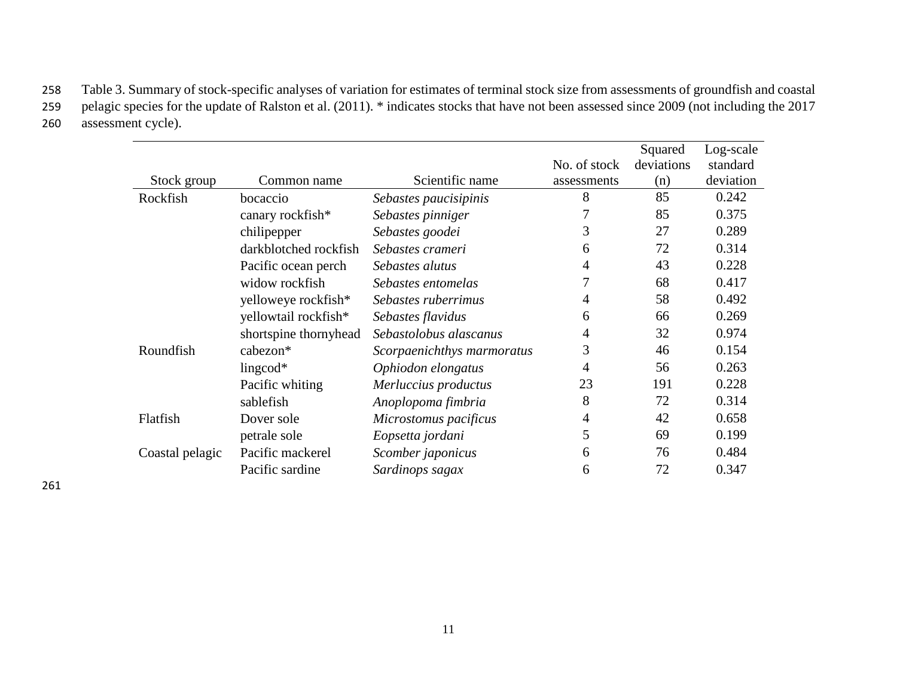Table 3. Summary of stock-specific analyses of variation for estimates of terminal stock size from assessments of groundfish and coastal pelagic species for the update of Ralston et al. (2011). * indicates stocks that have not been assessed since 2009 (not including the 2017 assessment cycle).

| Stock group | Common name | Scientific name | No. of stock assessments | Squared deviations (n) | Log-scale standard deviation |
|---|---|---|---|---|---|
| Rockfish | bocaccio | *Sebastes paucisipinis* | 8 | 85 | 0.242 |
| | canary rockfish* | *Sebastes pinniger* | 7 | 85 | 0.375 |
| | chilipepper | *Sebastes goodei* | 3 | 27 | 0.289 |
| | darkblotched rockfish | *Sebastes crameri* | 6 | 72 | 0.314 |
| | Pacific ocean perch | *Sebastes alutus* | 4 | 43 | 0.228 |
| | widow rockfish | *Sebastes entomelas* | 7 | 68 | 0.417 |
| | yelloweye rockfish* | *Sebastes ruberrimus* | 4 | 58 | 0.492 |
| | yellowtail rockfish* | *Sebastes flavidus* | 6 | 66 | 0.269 |
| | shortspine thornyhead | *Sebastolobus alascanus* | 4 | 32 | 0.974 |
| Roundfish | cabezon* | *Scorpaenichthys marmoratus* | 3 | 46 | 0.154 |
| | lingcod* | *Ophiodon elongatus* | 4 | 56 | 0.263 |
| | Pacific whiting | *Merluccius productus* | 23 | 191 | 0.228 |
| | sablefish | *Anoplopoma fimbria* | 8 | 72 | 0.314 |
| Flatfish | Dover sole | *Microstomus pacificus* | 4 | 42 | 0.658 |
| | petrale sole | *Eopsetta jordani* | 5 | 69 | 0.199 |
| Coastal pelagic | Pacific mackerel | *Scomber japonicus* | 6 | 76 | 0.484 |
| | Pacific sardine | *Sardinops sagax* | 6 | 72 | 0.347 |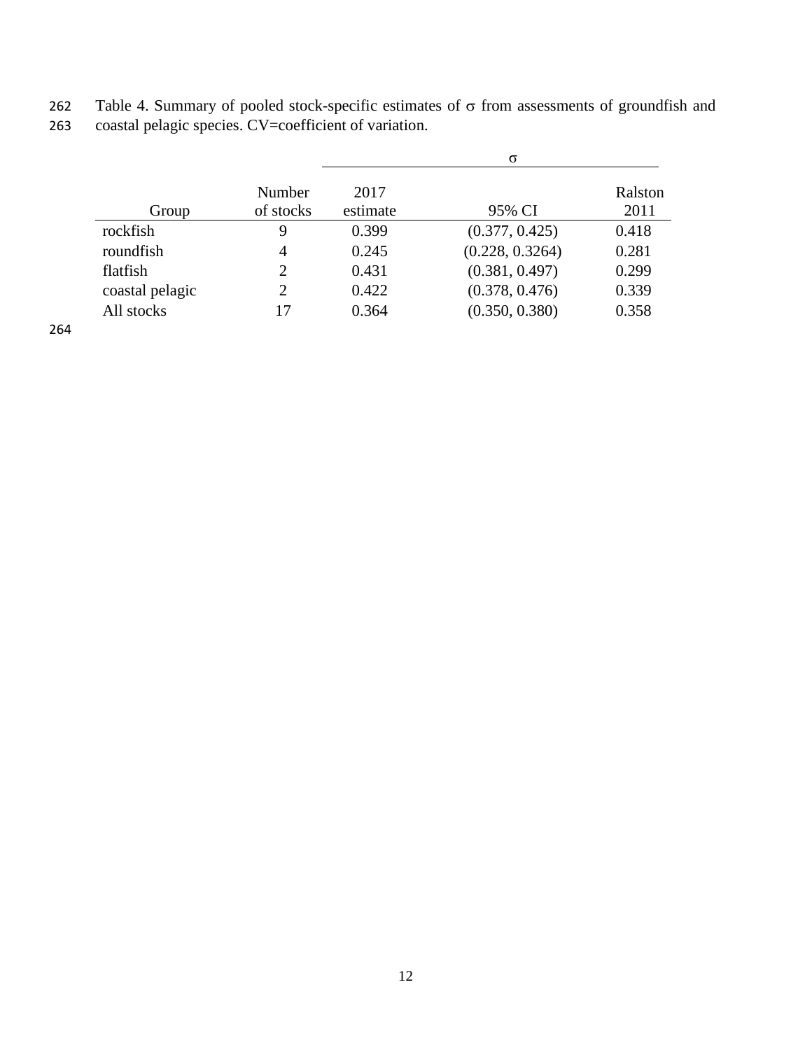Table 4. Summary of pooled stock-specific estimates of $\sigma$ from assessments of groundfish and coastal pelagic species. CV=coefficient of variation.

| Group | Number of stocks | $\sigma$ 2017 estimate | 95% CI | Ralston 2011 |
|---|---|---|---|---|
| rockfish | 9 | 0.399 | (0.377, 0.425) | 0.418 |
| roundfish | 4 | 0.245 | (0.228, 0.3264) | 0.281 |
| flatfish | 2 | 0.431 | (0.381, 0.497) | 0.299 |
| coastal pelagic | 2 | 0.422 | (0.378, 0.476) | 0.339 |
| All stocks | 17 | 0.364 | (0.350, 0.380) | 0.358 |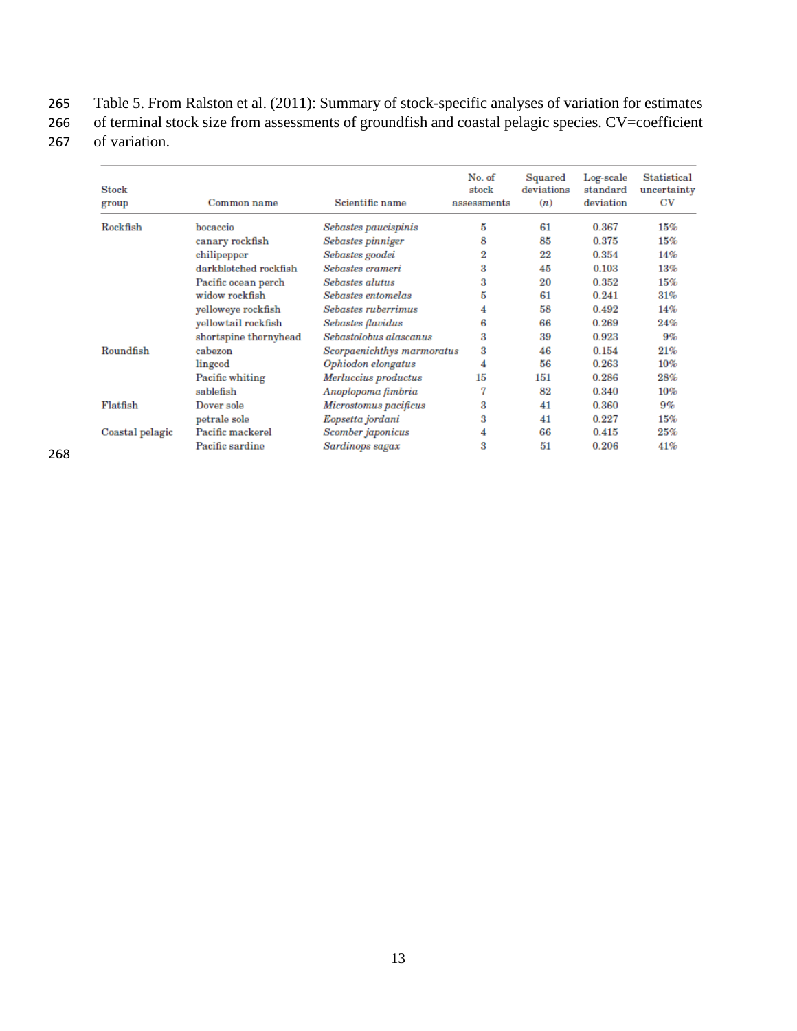Table 5. From Ralston et al. (2011): Summary of stock-specific analyses of variation for estimates of terminal stock size from assessments of groundfish and coastal pelagic species. CV=coefficient of variation.

| Stock group | Common name | Scientific name | No. of stock assessments | Squared deviations (*n*) | Log-scale standard deviation | Statistical uncertainty CV |
|---|---|---|---|---|---|---|
| Rockfish | bocaccio | *Sebastes paucispinis* | 5 | 61 | 0.367 | 15% |
| | canary rockfish | *Sebastes pinniger* | 8 | 85 | 0.375 | 15% |
| | chilipepper | *Sebastes goodei* | 2 | 22 | 0.354 | 14% |
| | darkblotched rockfish | *Sebastes crameri* | 3 | 45 | 0.103 | 13% |
| | Pacific ocean perch | *Sebastes alutus* | 3 | 20 | 0.352 | 15% |
| | widow rockfish | *Sebastes entomelas* | 5 | 61 | 0.241 | 31% |
| | yelloweye rockfish | *Sebastes ruberrimus* | 4 | 58 | 0.492 | 14% |
| | yellowtail rockfish | *Sebastes flavidus* | 6 | 66 | 0.269 | 24% |
| | shortspine thornyhead | *Sebastolobus alascanus* | 3 | 39 | 0.923 | 9% |
| Roundfish | cabezon | *Scorpaenichthys marmoratus* | 3 | 46 | 0.154 | 21% |
| | lingcod | *Ophiodon elongatus* | 4 | 56 | 0.263 | 10% |
| | Pacific whiting | *Merluccius productus* | 15 | 151 | 0.286 | 28% |
| | sablefish | *Anoplopoma fimbria* | 7 | 82 | 0.340 | 10% |
| Flatfish | Dover sole | *Microstomus pacificus* | 3 | 41 | 0.360 | 9% |
| | petrale sole | *Eopsetta jordani* | 3 | 41 | 0.227 | 15% |
| Coastal pelagic | Pacific mackerel | *Scomber japonicus* | 4 | 66 | 0.415 | 25% |
| | Pacific sardine | *Sardinops sagax* | 3 | 51 | 0.206 | 41% |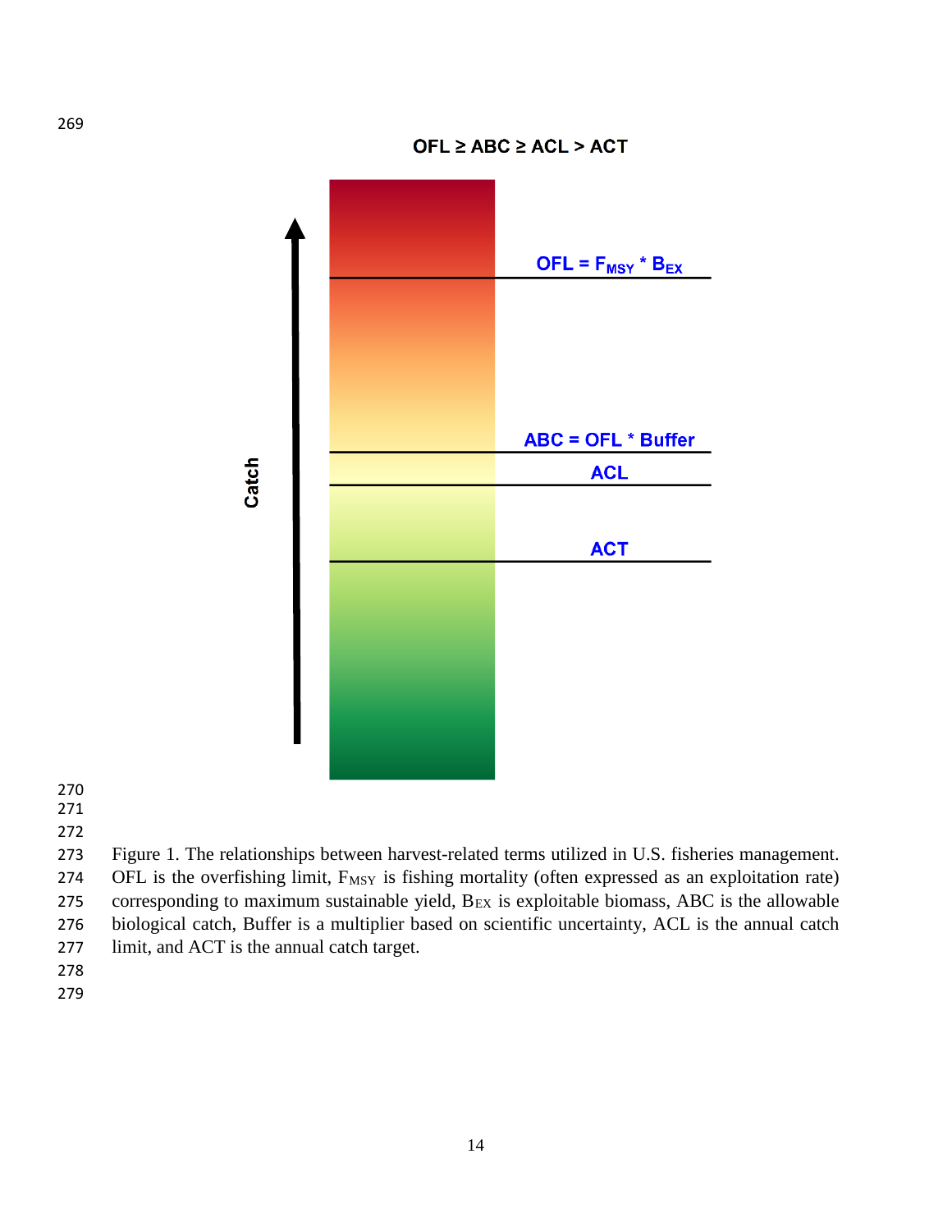$OFL \geq ABC \geq ACL > ACT$

Catch

$OFL = F_{MSY} * B_{EX}$

$ABC = OFL * Buffer$

ACL

ACT

Figure 1. The relationships between harvest-related terms utilized in U.S. fisheries management. OFL is the overfishing limit, $F_{MSY}$ is fishing mortality (often expressed as an exploitation rate) corresponding to maximum sustainable yield, $B_{EX}$ is exploitable biomass, ABC is the allowable biological catch, Buffer is a multiplier based on scientific uncertainty, ACL is the annual catch limit, and ACT is the annual catch target.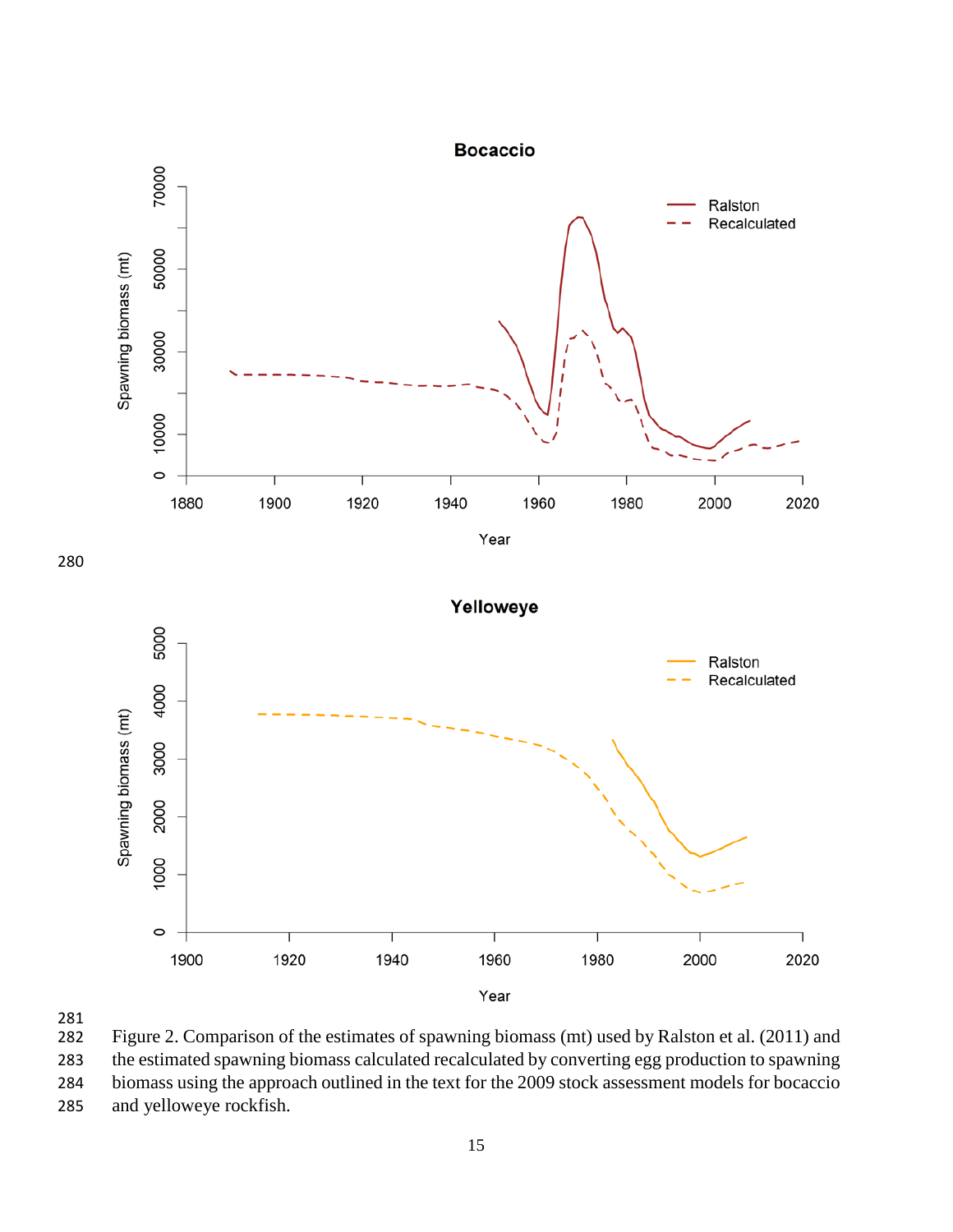Figure 2. Comparison of the estimates of spawning biomass (mt) used by Ralston et al. (2011) and the estimated spawning biomass calculated recalculated by converting egg production to spawning biomass using the approach outlined in the text for the 2009 stock assessment models for bocaccio and yelloweye rockfish.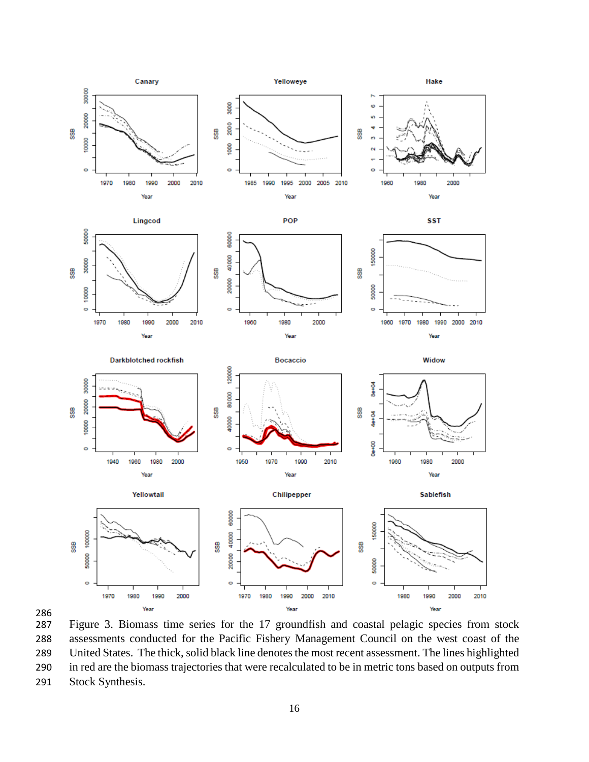Figure 3. Biomass time series for the 17 groundfish and coastal pelagic species from stock assessments conducted for the Pacific Fishery Management Council on the west coast of the United States. The thick, solid black line denotes the most recent assessment. The lines highlighted in red are the biomass trajectories that were recalculated to be in metric tons based on outputs from Stock Synthesis.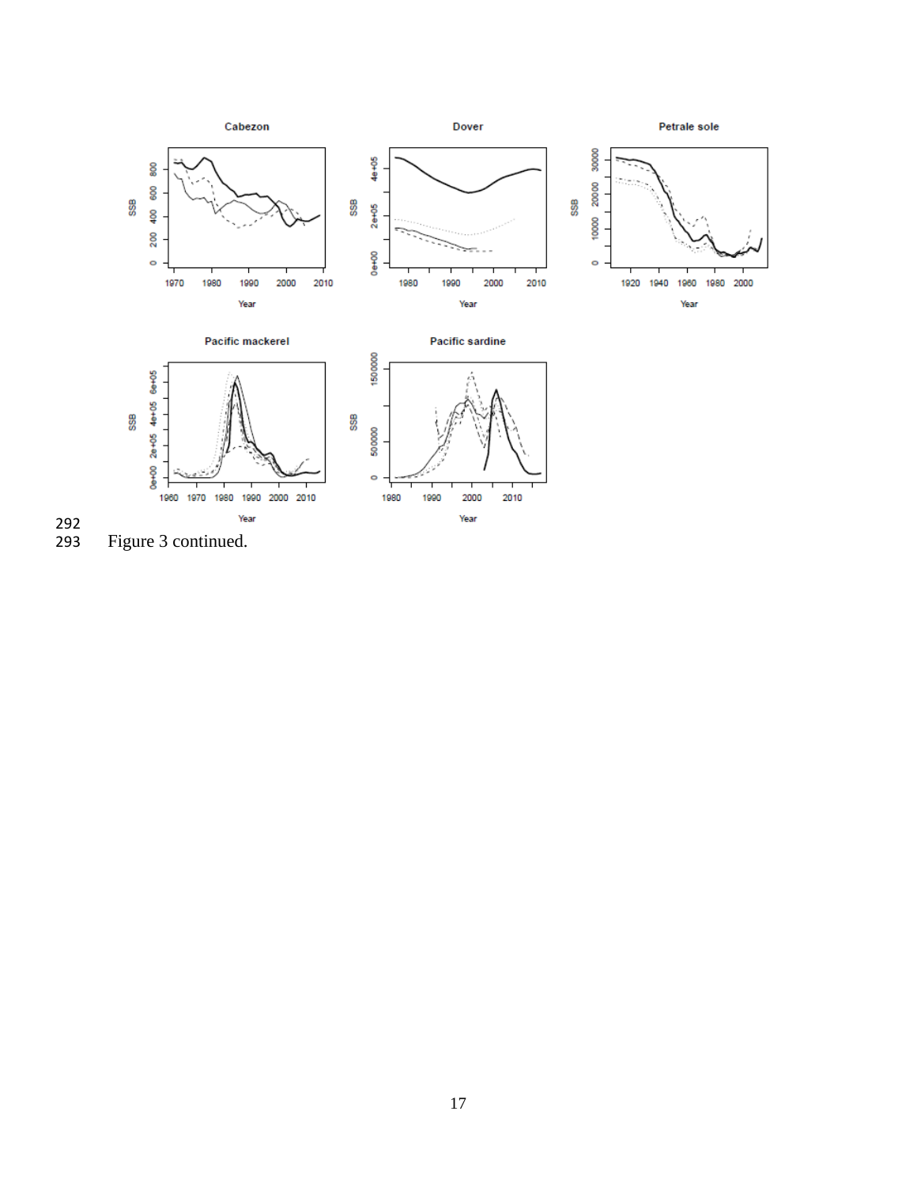Figure 3 continued.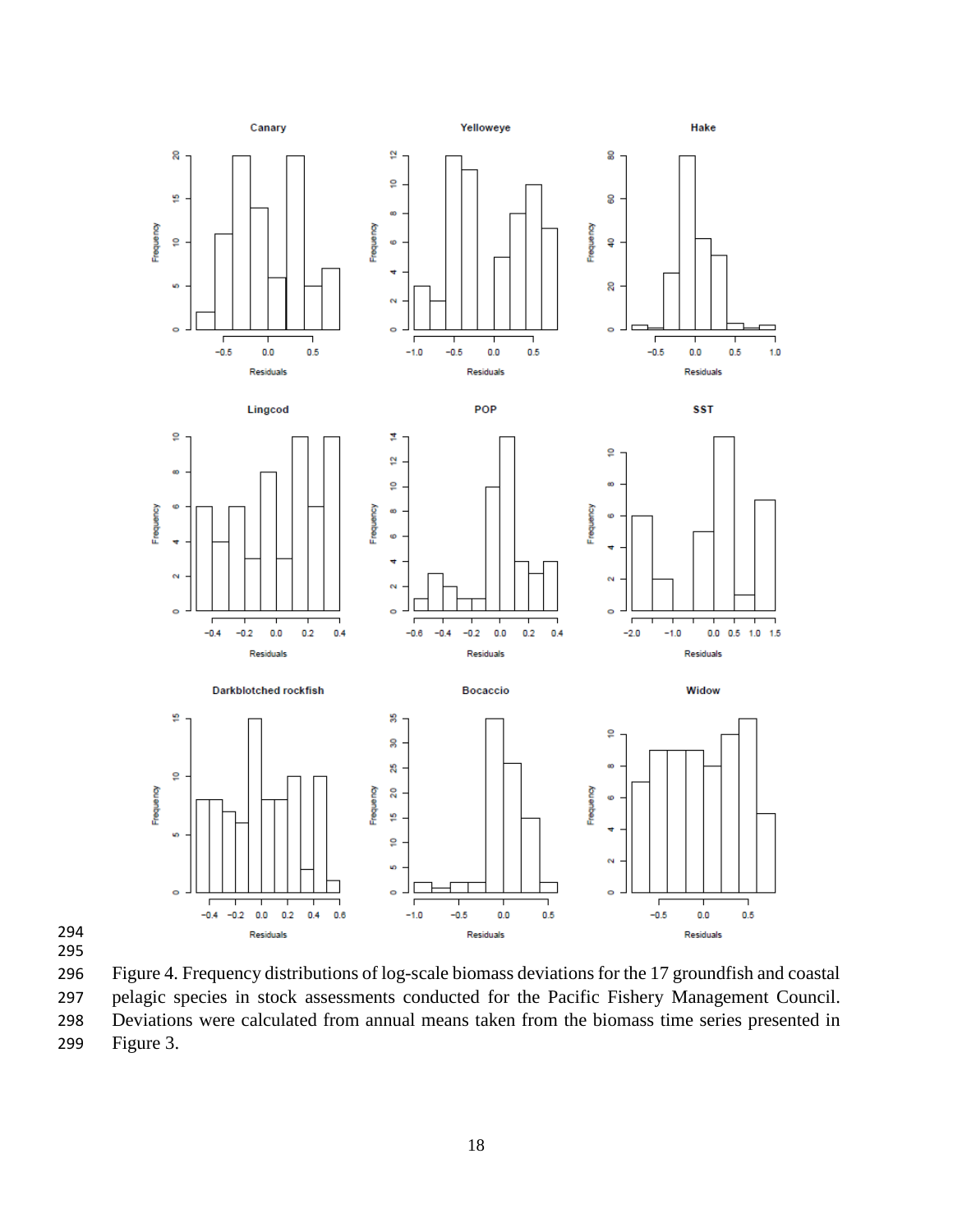Figure 4. Frequency distributions of log-scale biomass deviations for the 17 groundfish and coastal pelagic species in stock assessments conducted for the Pacific Fishery Management Council. Deviations were calculated from annual means taken from the biomass time series presented in Figure 3.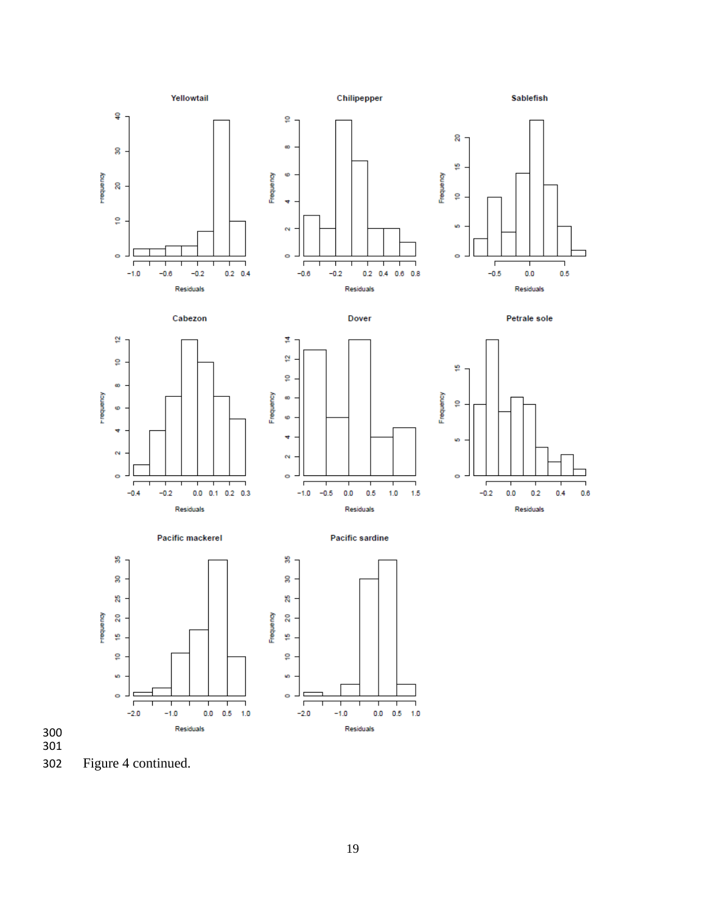Figure 4 continued.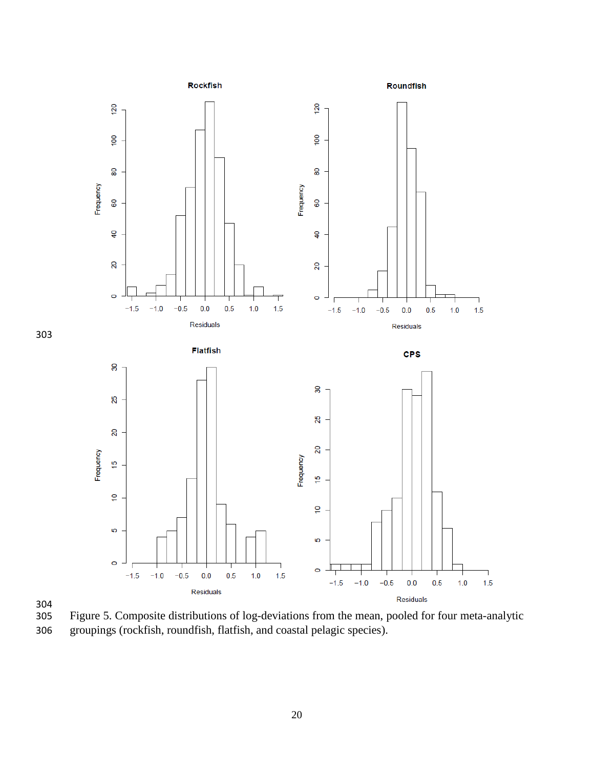Figure 5. Composite distributions of log-deviations from the mean, pooled for four meta-analytic groupings (rockfish, roundfish, flatfish, and coastal pelagic species).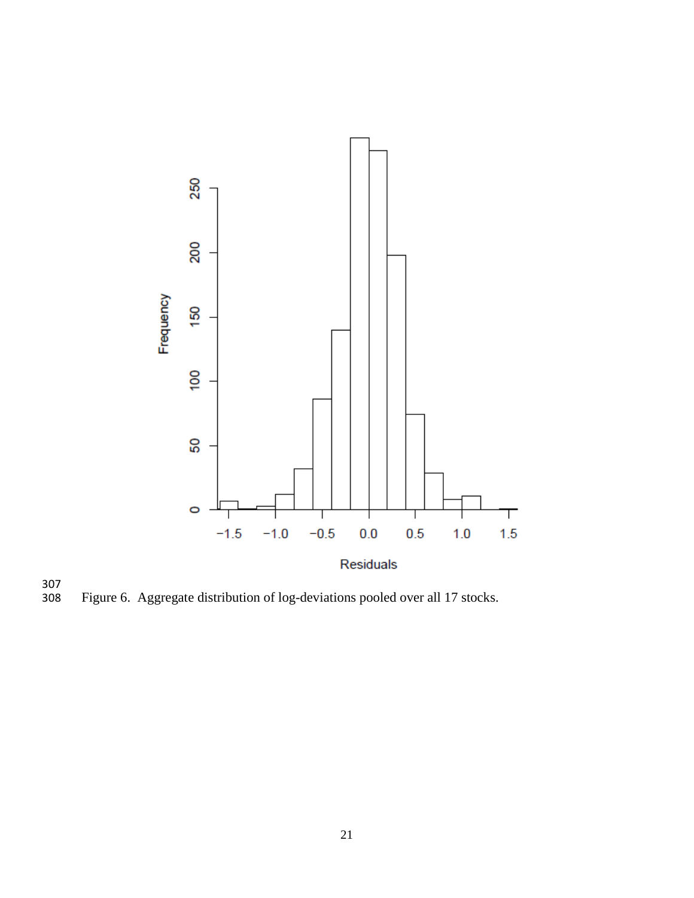Frequency

250

200

150

100

50

0

−1.5 −1.0 −0.5 0.0 0.5 1.0 1.5

Residuals

307
308 Figure 6. Aggregate distribution of log-deviations pooled over all 17 stocks.